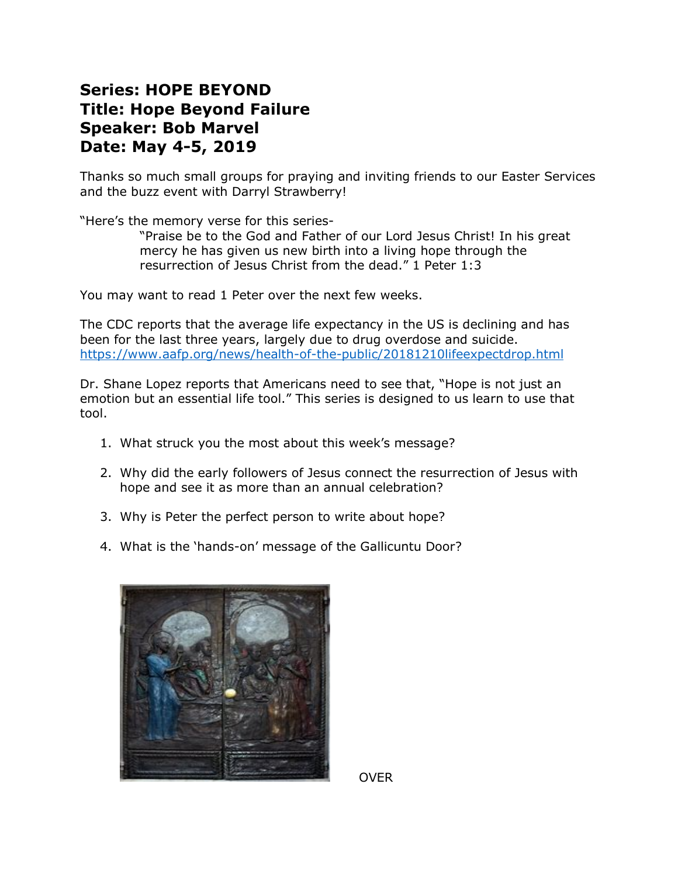**Series: HOPE BEYOND**
**Title: Hope Beyond Failure**
**Speaker: Bob Marvel**
**Date: May 4-5, 2019**

Thanks so much small groups for praying and inviting friends to our Easter Services and the buzz event with Darryl Strawberry!

"Here's the memory verse for this series-

> "Praise be to the God and Father of our Lord Jesus Christ! In his great mercy he has given us new birth into a living hope through the resurrection of Jesus Christ from the dead." 1 Peter 1:3

You may want to read 1 Peter over the next few weeks.

The CDC reports that the average life expectancy in the US is declining and has been for the last three years, largely due to drug overdose and suicide.
https://www.aafp.org/news/health-of-the-public/20181210lifeexpectdrop.html

Dr. Shane Lopez reports that Americans need to see that, "Hope is not just an emotion but an essential life tool." This series is designed to us learn to use that tool.

1. What struck you the most about this week's message?

2. Why did the early followers of Jesus connect the resurrection of Jesus with hope and see it as more than an annual celebration?

3. Why is Peter the perfect person to write about hope?

4. What is the 'hands-on' message of the Gallicuntu Door?

OVER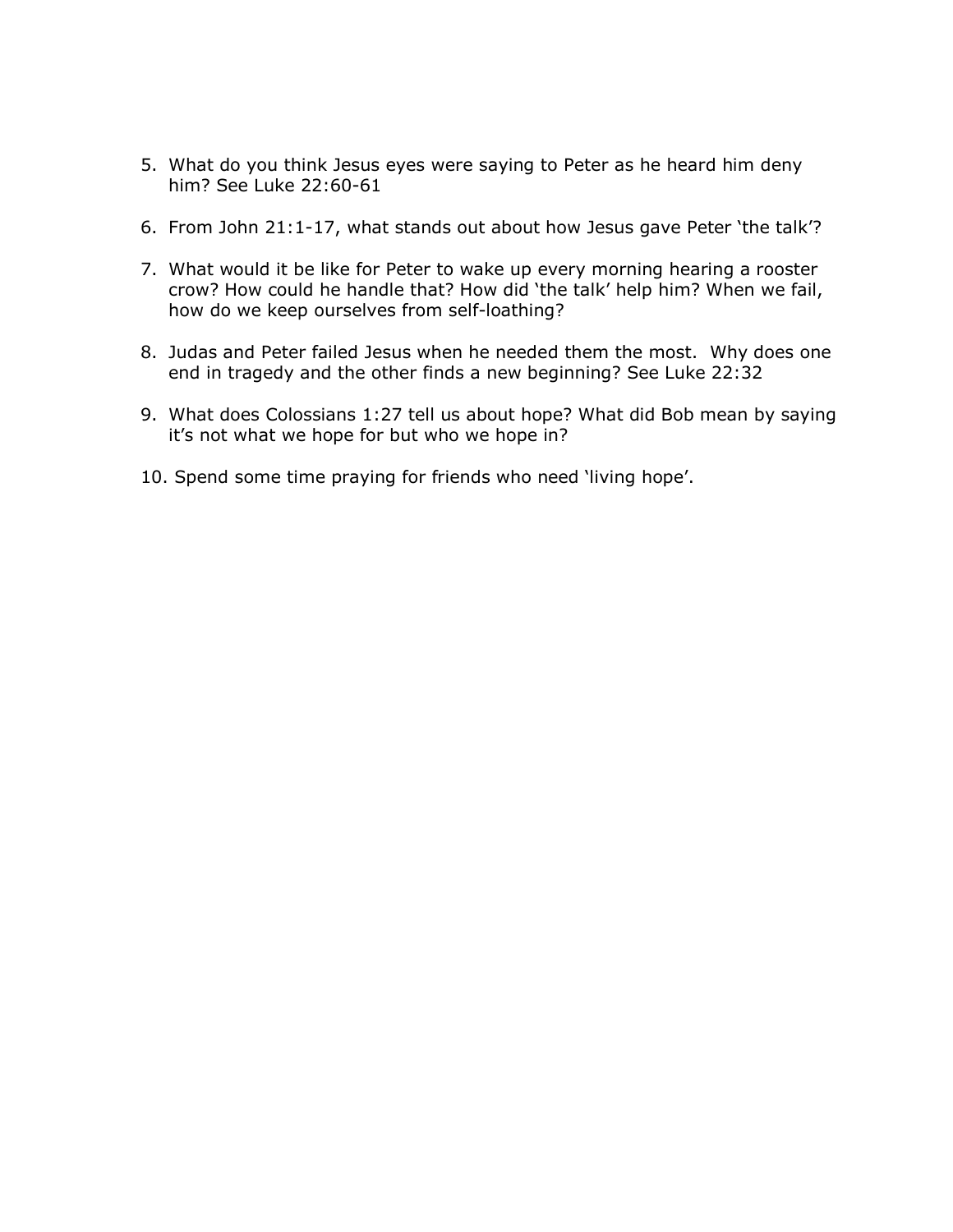5. What do you think Jesus eyes were saying to Peter as he heard him deny him? See Luke 22:60-61

6. From John 21:1-17, what stands out about how Jesus gave Peter 'the talk'?

7. What would it be like for Peter to wake up every morning hearing a rooster crow? How could he handle that? How did 'the talk' help him? When we fail, how do we keep ourselves from self-loathing?

8. Judas and Peter failed Jesus when he needed them the most. Why does one end in tragedy and the other finds a new beginning? See Luke 22:32

9. What does Colossians 1:27 tell us about hope? What did Bob mean by saying it's not what we hope for but who we hope in?

10. Spend some time praying for friends who need 'living hope'.